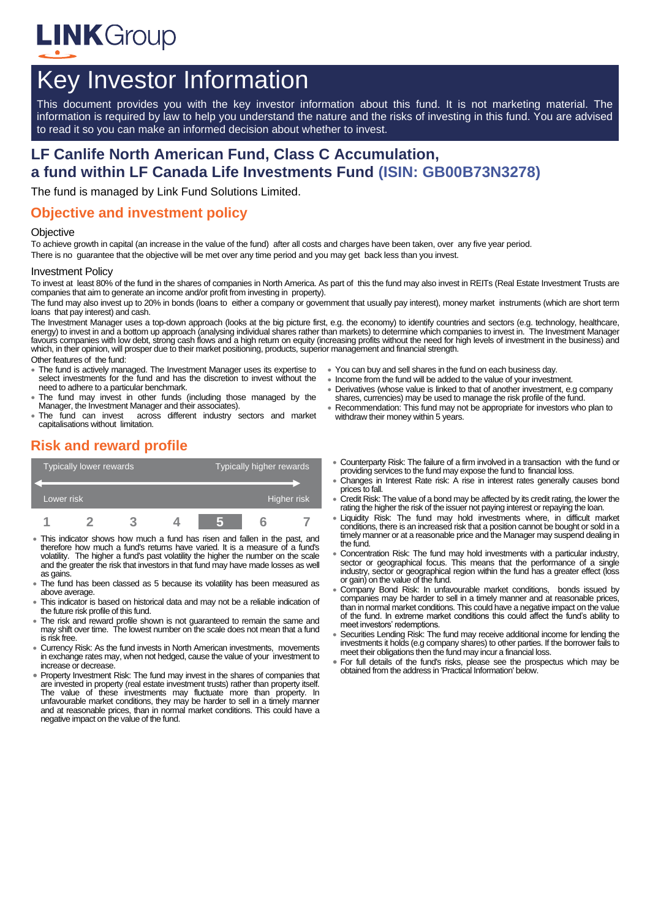# Key Investor Information

This document provides you with the key investor information about this fund. It is not marketing material. The information is required by law to help you understand the nature and the risks of investing in this fund. You are advised to read it so you can make an informed decision about whether to invest.

## LF Canlife North American Fund, Class C Accumulation, a fund within LF Canada Life Investments Fund (ISIN: GB00B73N3278)

The fund is managed by Link Fund Solutions Limited.

## Objective and investment policy

### Objective

To achieve growth in capital (an increase in the value of the fund) after all costs and charges have been taken, over any five year period.

There is no guarantee that the objective will be met over any time period and you may get back less than you invest.

### Investment Policy

To invest at least 80% of the fund in the shares of companies in North America. As part of this the fund may also invest in REITs (Real Estate Investment Trusts are companies that aim to generate an income and/or profit from investing in property).

The fund may also invest up to 20% in bonds (loans to either a company or government that usually pay interest), money market instruments (which are short term loans that pay interest) and cash.

The Investment Manager uses a top-down approach (looks at the big picture first, e.g. the economy) to identify countries and sectors (e.g. technology, healthcare, energy) to invest in and a bottom up approach (analysing individual shares rather than markets) to determine which companies to invest in. The Investment Manager favours companies with low debt, strong cash flows and a high return on equity (increasing profits without the need for high levels of investment in the business) and which, in their opinion, will prosper due to their market positioning, products, superior management and financial strength.

Other features of the fund:

- The fund is actively managed. The Investment Manager uses its expertise to select investments for the fund and has the discretion to invest without the need to adhere to a particular benchmark.
- The fund may invest in other funds (including those managed by the Manager, the Investment Manager and their associates).
- The fund can invest across different industry sectors and market capitalisations without limitation.
- You can buy and sell shares in the fund on each business day.
- Income from the fund will be added to the value of your investment.
- Derivatives (whose value is linked to that of another investment, e.g company shares, currencies) may be used to manage the risk profile of the fund.
- Recommendation: This fund may not be appropriate for investors who plan to withdraw their money within 5 years.

## Risk and reward profile

| Typically lower rewards | | | | | | Typically higher rewards |
|---|---|---|---|---|---|---|
| Lower risk | | | | | | Higher risk |
| 1 | 2 | 3 | 4 | **5** | 6 | 7 |

- This indicator shows how much a fund has risen and fallen in the past, and therefore how much a fund's returns have varied. It is a measure of a fund's volatility. The higher a fund's past volatility the higher the number on the scale and the greater the risk that investors in that fund may have made losses as well as gains.
- The fund has been classed as 5 because its volatility has been measured as above average.
- This indicator is based on historical data and may not be a reliable indication of the future risk profile of this fund.
- The risk and reward profile shown is not guaranteed to remain the same and may shift over time. The lowest number on the scale does not mean that a fund is risk free.
- Currency Risk: As the fund invests in North American investments, movements in exchange rates may, when not hedged, cause the value of your investment to increase or decrease.
- Property Investment Risk: The fund may invest in the shares of companies that are invested in property (real estate investment trusts) rather than property itself. The value of these investments may fluctuate more than property. In unfavourable market conditions, they may be harder to sell in a timely manner and at reasonable prices, than in normal market conditions. This could have a negative impact on the value of the fund.
- Counterparty Risk: The failure of a firm involved in a transaction with the fund or providing services to the fund may expose the fund to financial loss.
- Changes in Interest Rate risk: A rise in interest rates generally causes bond prices to fall.
- Credit Risk: The value of a bond may be affected by its credit rating, the lower the rating the higher the risk of the issuer not paying interest or repaying the loan.
- Liquidity Risk: The fund may hold investments where, in difficult market conditions, there is an increased risk that a position cannot be bought or sold in a timely manner or at a reasonable price and the Manager may suspend dealing in the fund.
- Concentration Risk: The fund may hold investments with a particular industry, sector or geographical focus. This means that the performance of a single industry, sector or geographical region within the fund has a greater effect (loss or gain) on the value of the fund.
- Company Bond Risk: In unfavourable market conditions, bonds issued by companies may be harder to sell in a timely manner and at reasonable prices, than in normal market conditions. This could have a negative impact on the value of the fund. In extreme market conditions this could affect the fund's ability to meet investors' redemptions.
- Securities Lending Risk: The fund may receive additional income for lending the investments it holds (e.g company shares) to other parties. If the borrower fails to meet their obligations then the fund may incur a financial loss.
- For full details of the fund's risks, please see the prospectus which may be obtained from the address in 'Practical Information' below.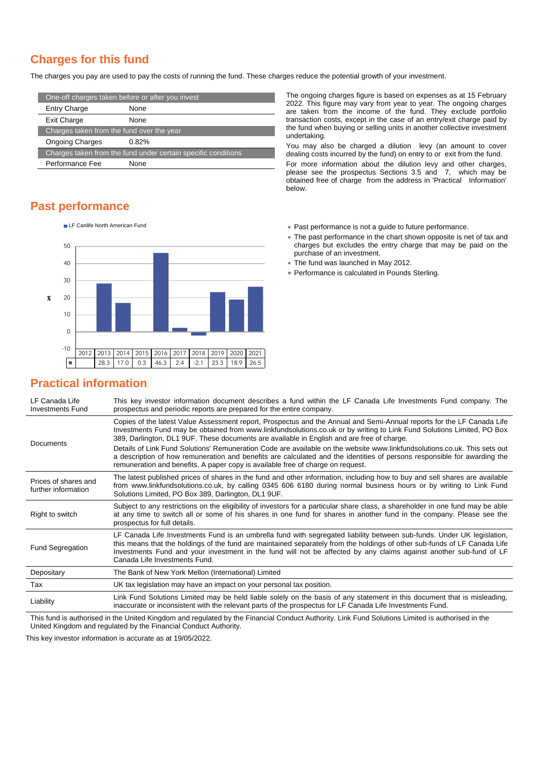## Charges for this fund

The charges you pay are used to pay the costs of running the fund. These charges reduce the potential growth of your investment.

| One-off charges taken before or after you invest | |
|---|---|
| Entry Charge | None |
| Exit Charge | None |
| **Charges taken from the fund over the year** | |
| Ongoing Charges | 0.82% |
| **Charges taken from the fund under certain specific conditions** | |
| Performance Fee | None |

The ongoing charges figure is based on expenses as at 15 February 2022. This figure may vary from year to year. The ongoing charges are taken from the income of the fund. They exclude portfolio transaction costs, except in the case of an entry/exit charge paid by the fund when buying or selling units in another collective investment undertaking.

You may also be charged a dilution levy (an amount to cover dealing costs incurred by the fund) on entry to or exit from the fund.

For more information about the dilution levy and other charges, please see the prospectus Sections 3.5 and 7, which may be obtained free of charge from the address in 'Practical Information' below.

## Past performance

LF Canlife North American Fund

%

50
40
30
20
10
0
-10

2012 2013 2014 2015 2016 2017 2018 2019 2020 2021

28.3 17.0 0.3 46.3 2.4 -2.1 23.3 18.9 26.5

- Past performance is not a guide to future performance.
- The past performance in the chart shown opposite is net of tax and charges but excludes the entry charge that may be paid on the purchase of an investment.
- The fund was launched in May 2012.
- Performance is calculated in Pounds Sterling.

## Practical information

| | |
|---|---|
| LF Canada Life Investments Fund | This key investor information document describes a fund within the LF Canada Life Investments Fund company. The prospectus and periodic reports are prepared for the entire company. |
| Documents | Copies of the latest Value Assessment report, Prospectus and the Annual and Semi-Annual reports for the LF Canada Life Investments Fund may be obtained from www.linkfundsolutions.co.uk or by writing to Link Fund Solutions Limited, PO Box 389, Darlington, DL1 9UF. These documents are available in English and are free of charge.<br>Details of Link Fund Solutions' Remuneration Code are available on the website www.linkfundsolutions.co.uk. This sets out a description of how remuneration and benefits are calculated and the identities of persons responsible for awarding the remuneration and benefits. A paper copy is available free of charge on request. |
| Prices of shares and further information | The latest published prices of shares in the fund and other information, including how to buy and sell shares are available from www.linkfundsolutions.co.uk, by calling 0345 606 6180 during normal business hours or by writing to Link Fund Solutions Limited, PO Box 389, Darlington, DL1 9UF. |
| Right to switch | Subject to any restrictions on the eligibility of investors for a particular share class, a shareholder in one fund may be able at any time to switch all or some of his shares in one fund for shares in another fund in the company. Please see the prospectus for full details. |
| Fund Segregation | LF Canada Life Investments Fund is an umbrella fund with segregated liability between sub-funds. Under UK legislation, this means that the holdings of the fund are maintained separately from the holdings of other sub-funds of LF Canada Life Investments Fund and your investment in the fund will not be affected by any claims against another sub-fund of LF Canada Life Investments Fund. |
| Depositary | The Bank of New York Mellon (International) Limited |
| Tax | UK tax legislation may have an impact on your personal tax position. |
| Liability | Link Fund Solutions Limited may be held liable solely on the basis of any statement in this document that is misleading, inaccurate or inconsistent with the relevant parts of the prospectus for LF Canada Life Investments Fund. |

This fund is authorised in the United Kingdom and regulated by the Financial Conduct Authority. Link Fund Solutions Limited is authorised in the United Kingdom and regulated by the Financial Conduct Authority.

This key investor information is accurate as at 19/05/2022.